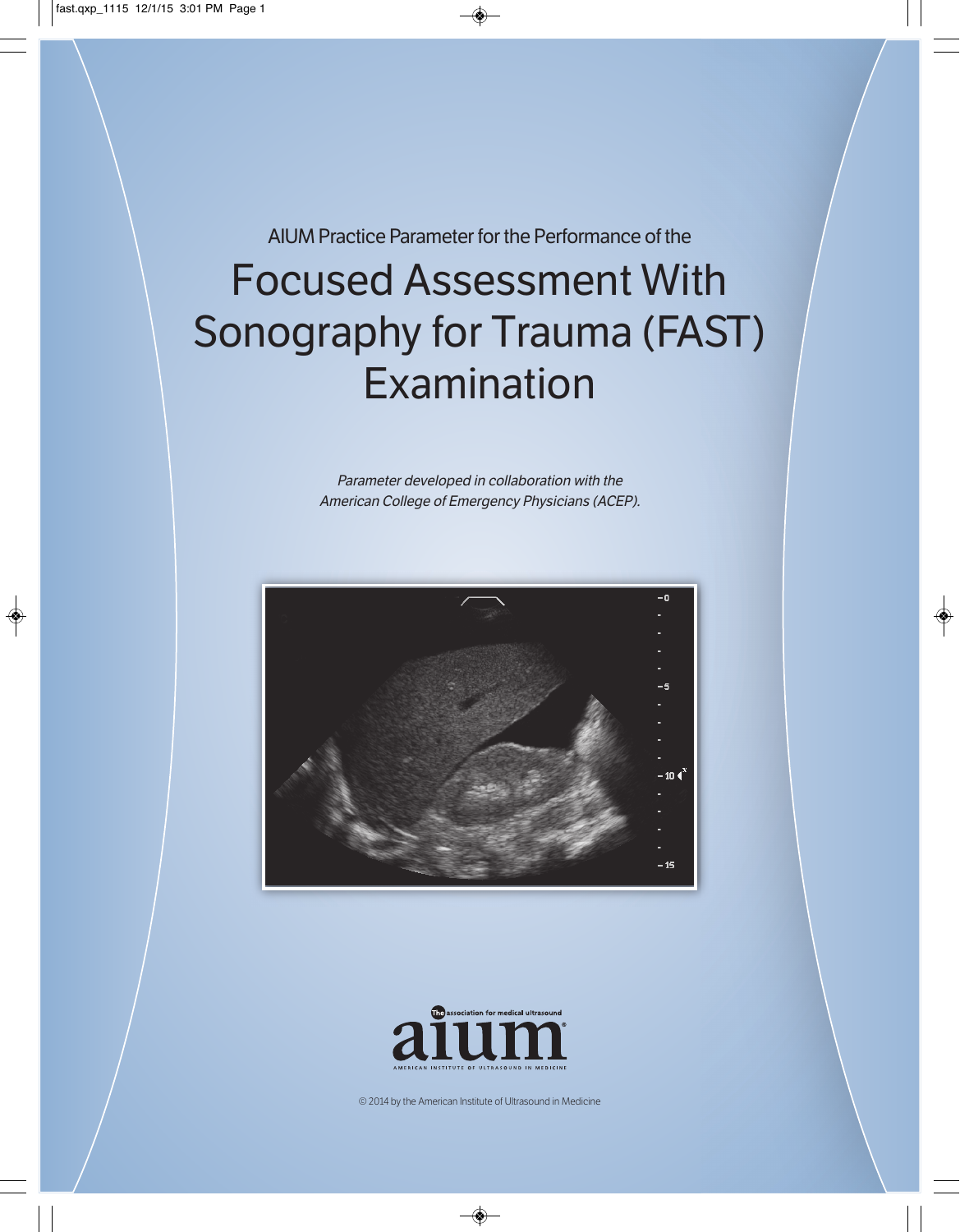AIUM Practice Parameter for the Performance of the

# Focused Assessment With Sonography for Trauma (FAST) Examination

*Parameter developed in collaboration with the American College of Emergency Physicians (ACEP).*

© 2014 by the American Institute of Ultrasound in Medicine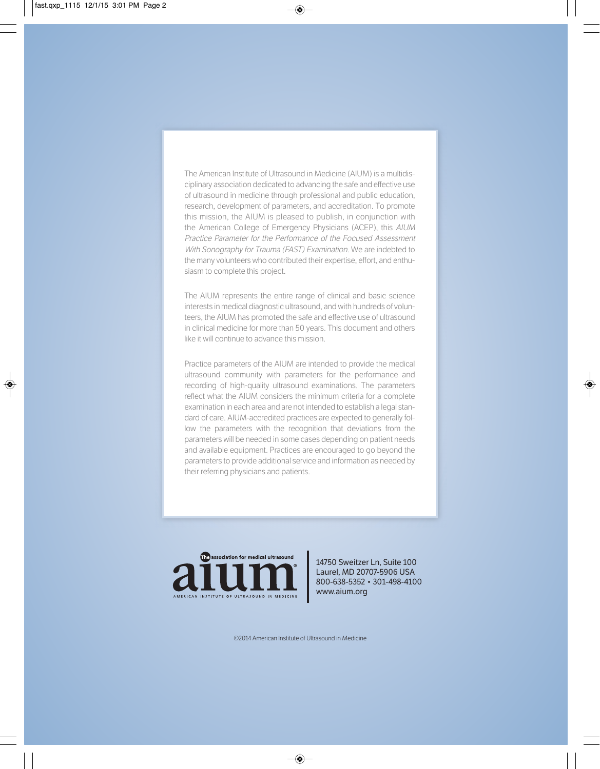The American Institute of Ultrasound in Medicine (AIUM) is a multidisciplinary association dedicated to advancing the safe and effective use of ultrasound in medicine through professional and public education, research, development of parameters, and accreditation. To promote this mission, the AIUM is pleased to publish, in conjunction with the American College of Emergency Physicians (ACEP), this *AIUM Practice Parameter for the Performance of the Focused Assessment With Sonography for Trauma (FAST) Examination*. We are indebted to the many volunteers who contributed their expertise, effort, and enthusiasm to complete this project.

The AIUM represents the entire range of clinical and basic science interests in medical diagnostic ultrasound, and with hundreds of volunteers, the AIUM has promoted the safe and effective use of ultrasound in clinical medicine for more than 50 years. This document and others like it will continue to advance this mission.

Practice parameters of the AIUM are intended to provide the medical ultrasound community with parameters for the performance and recording of high-quality ultrasound examinations. The parameters reflect what the AIUM considers the minimum criteria for a complete examination in each area and are not intended to establish a legal standard of care. AIUM-accredited practices are expected to generally follow the parameters with the recognition that deviations from the parameters will be needed in some cases depending on patient needs and available equipment. Practices are encouraged to go beyond the parameters to provide additional service and information as needed by their referring physicians and patients.

The association for medical ultrasound
aium®
AMERICAN INSTITUTE OF ULTRASOUND IN MEDICINE

14750 Sweitzer Ln, Suite 100
Laurel, MD 20707-5906 USA
800-638-5352 • 301-498-4100
www.aium.org

©2014 American Institute of Ultrasound in Medicine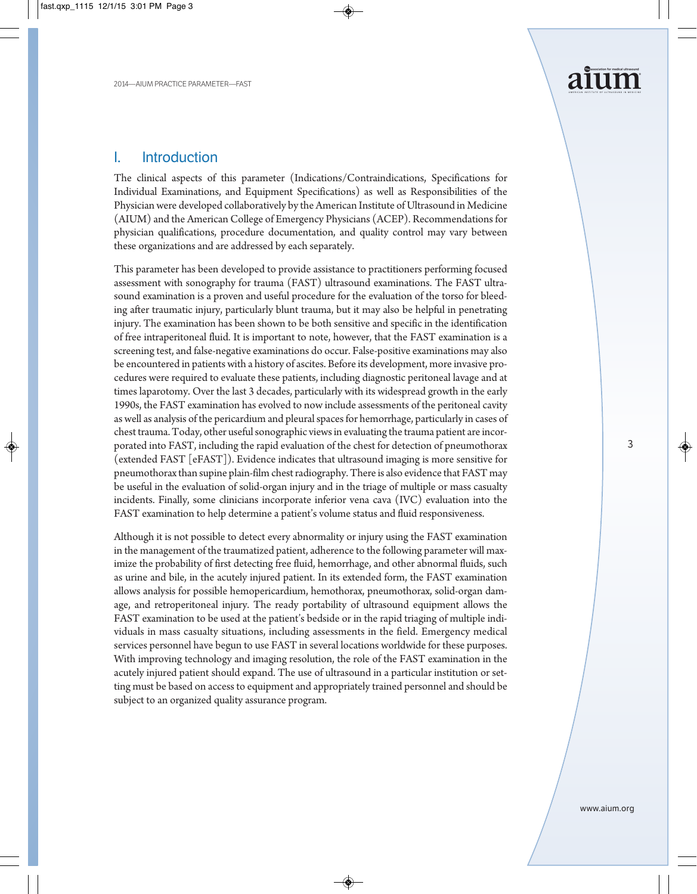# I. Introduction

The clinical aspects of this parameter (Indications/Contraindications, Specifications for Individual Examinations, and Equipment Specifications) as well as Responsibilities of the Physician were developed collaboratively by the American Institute of Ultrasound in Medicine (AIUM) and the American College of Emergency Physicians (ACEP). Recommendations for physician qualifications, procedure documentation, and quality control may vary between these organizations and are addressed by each separately.

This parameter has been developed to provide assistance to practitioners performing focused assessment with sonography for trauma (FAST) ultrasound examinations. The FAST ultrasound examination is a proven and useful procedure for the evaluation of the torso for bleeding after traumatic injury, particularly blunt trauma, but it may also be helpful in penetrating injury. The examination has been shown to be both sensitive and specific in the identification of free intraperitoneal fluid. It is important to note, however, that the FAST examination is a screening test, and false-negative examinations do occur. False-positive examinations may also be encountered in patients with a history of ascites. Before its development, more invasive procedures were required to evaluate these patients, including diagnostic peritoneal lavage and at times laparotomy. Over the last 3 decades, particularly with its widespread growth in the early 1990s, the FAST examination has evolved to now include assessments of the peritoneal cavity as well as analysis of the pericardium and pleural spaces for hemorrhage, particularly in cases of chest trauma. Today, other useful sonographic views in evaluating the trauma patient are incorporated into FAST, including the rapid evaluation of the chest for detection of pneumothorax (extended FAST [eFAST]). Evidence indicates that ultrasound imaging is more sensitive for pneumothorax than supine plain-film chest radiography. There is also evidence that FAST may be useful in the evaluation of solid-organ injury and in the triage of multiple or mass casualty incidents. Finally, some clinicians incorporate inferior vena cava (IVC) evaluation into the FAST examination to help determine a patient's volume status and fluid responsiveness.

Although it is not possible to detect every abnormality or injury using the FAST examination in the management of the traumatized patient, adherence to the following parameter will maximize the probability of first detecting free fluid, hemorrhage, and other abnormal fluids, such as urine and bile, in the acutely injured patient. In its extended form, the FAST examination allows analysis for possible hemopericardium, hemothorax, pneumothorax, solid-organ damage, and retroperitoneal injury. The ready portability of ultrasound equipment allows the FAST examination to be used at the patient's bedside or in the rapid triaging of multiple individuals in mass casualty situations, including assessments in the field. Emergency medical services personnel have begun to use FAST in several locations worldwide for these purposes. With improving technology and imaging resolution, the role of the FAST examination in the acutely injured patient should expand. The use of ultrasound in a particular institution or setting must be based on access to equipment and appropriately trained personnel and should be subject to an organized quality assurance program.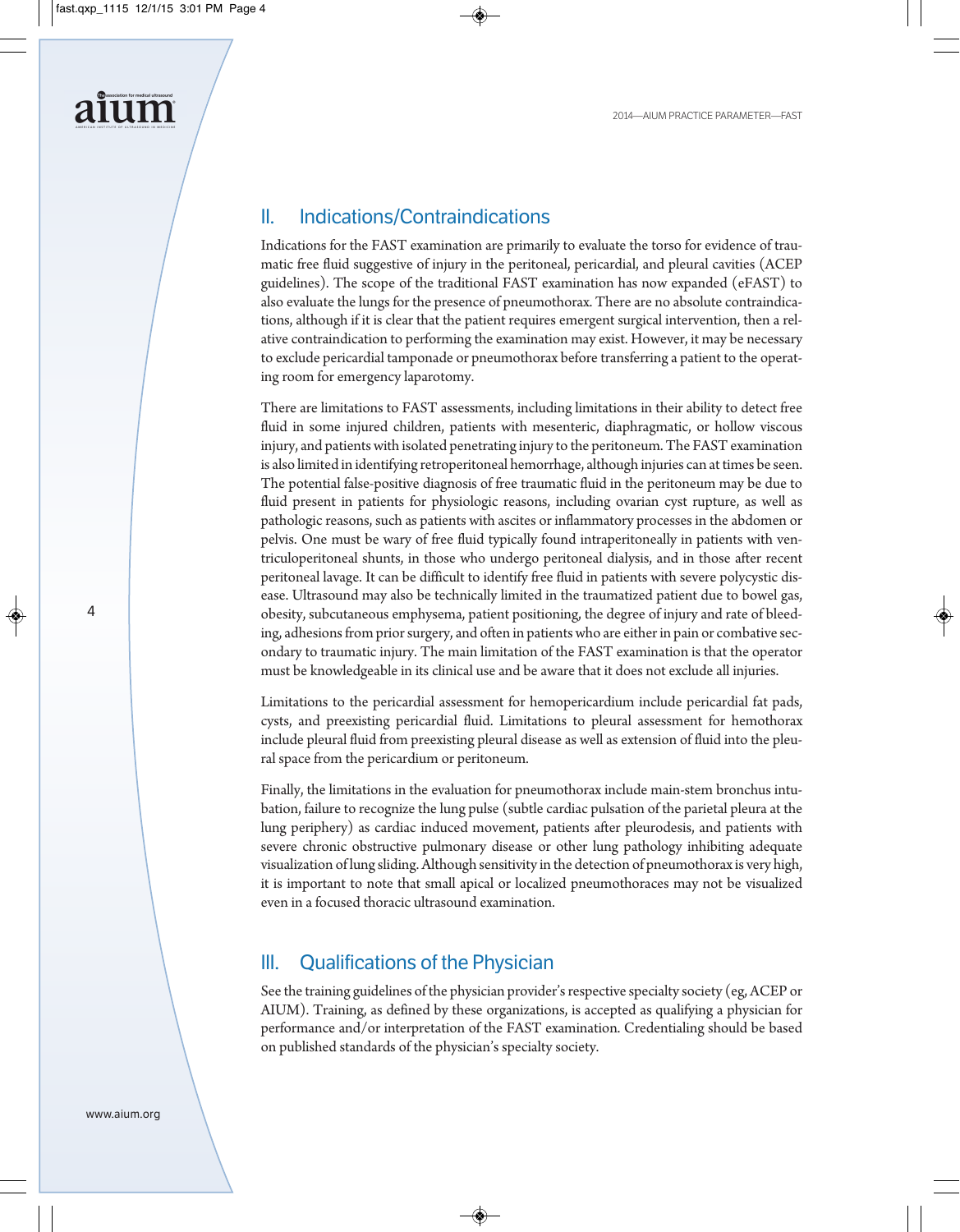## II. Indications/Contraindications

Indications for the FAST examination are primarily to evaluate the torso for evidence of traumatic free fluid suggestive of injury in the peritoneal, pericardial, and pleural cavities (ACEP guidelines). The scope of the traditional FAST examination has now expanded (eFAST) to also evaluate the lungs for the presence of pneumothorax. There are no absolute contraindications, although if it is clear that the patient requires emergent surgical intervention, then a relative contraindication to performing the examination may exist. However, it may be necessary to exclude pericardial tamponade or pneumothorax before transferring a patient to the operating room for emergency laparotomy.

There are limitations to FAST assessments, including limitations in their ability to detect free fluid in some injured children, patients with mesenteric, diaphragmatic, or hollow viscous injury, and patients with isolated penetrating injury to the peritoneum. The FAST examination is also limited in identifying retroperitoneal hemorrhage, although injuries can at times be seen. The potential false-positive diagnosis of free traumatic fluid in the peritoneum may be due to fluid present in patients for physiologic reasons, including ovarian cyst rupture, as well as pathologic reasons, such as patients with ascites or inflammatory processes in the abdomen or pelvis. One must be wary of free fluid typically found intraperitoneally in patients with ventriculoperitoneal shunts, in those who undergo peritoneal dialysis, and in those after recent peritoneal lavage. It can be difficult to identify free fluid in patients with severe polycystic disease. Ultrasound may also be technically limited in the traumatized patient due to bowel gas, obesity, subcutaneous emphysema, patient positioning, the degree of injury and rate of bleeding, adhesions from prior surgery, and often in patients who are either in pain or combative secondary to traumatic injury. The main limitation of the FAST examination is that the operator must be knowledgeable in its clinical use and be aware that it does not exclude all injuries.

Limitations to the pericardial assessment for hemopericardium include pericardial fat pads, cysts, and preexisting pericardial fluid. Limitations to pleural assessment for hemothorax include pleural fluid from preexisting pleural disease as well as extension of fluid into the pleural space from the pericardium or peritoneum.

Finally, the limitations in the evaluation for pneumothorax include main-stem bronchus intubation, failure to recognize the lung pulse (subtle cardiac pulsation of the parietal pleura at the lung periphery) as cardiac induced movement, patients after pleurodesis, and patients with severe chronic obstructive pulmonary disease or other lung pathology inhibiting adequate visualization of lung sliding. Although sensitivity in the detection of pneumothorax is very high, it is important to note that small apical or localized pneumothoraces may not be visualized even in a focused thoracic ultrasound examination.

## III. Qualifications of the Physician

See the training guidelines of the physician provider's respective specialty society (eg, ACEP or AIUM). Training, as defined by these organizations, is accepted as qualifying a physician for performance and/or interpretation of the FAST examination. Credentialing should be based on published standards of the physician's specialty society.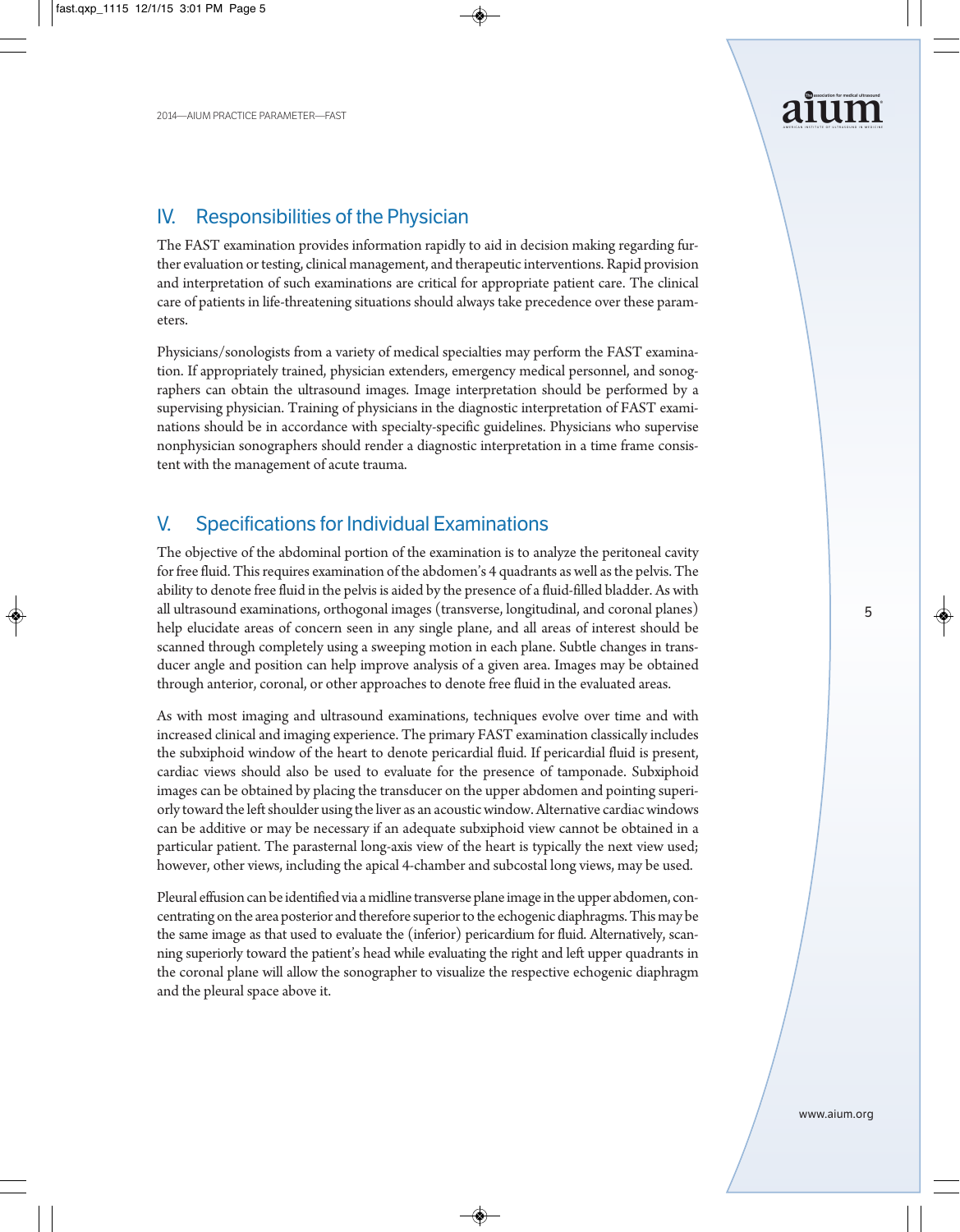## IV. Responsibilities of the Physician

The FAST examination provides information rapidly to aid in decision making regarding further evaluation or testing, clinical management, and therapeutic interventions. Rapid provision and interpretation of such examinations are critical for appropriate patient care. The clinical care of patients in life-threatening situations should always take precedence over these parameters.

Physicians/sonologists from a variety of medical specialties may perform the FAST examination. If appropriately trained, physician extenders, emergency medical personnel, and sonographers can obtain the ultrasound images. Image interpretation should be performed by a supervising physician. Training of physicians in the diagnostic interpretation of FAST examinations should be in accordance with specialty-specific guidelines. Physicians who supervise nonphysician sonographers should render a diagnostic interpretation in a time frame consistent with the management of acute trauma.

## V. Specifications for Individual Examinations

The objective of the abdominal portion of the examination is to analyze the peritoneal cavity for free fluid. This requires examination of the abdomen's 4 quadrants as well as the pelvis. The ability to denote free fluid in the pelvis is aided by the presence of a fluid-filled bladder. As with all ultrasound examinations, orthogonal images (transverse, longitudinal, and coronal planes) help elucidate areas of concern seen in any single plane, and all areas of interest should be scanned through completely using a sweeping motion in each plane. Subtle changes in transducer angle and position can help improve analysis of a given area. Images may be obtained through anterior, coronal, or other approaches to denote free fluid in the evaluated areas.

As with most imaging and ultrasound examinations, techniques evolve over time and with increased clinical and imaging experience. The primary FAST examination classically includes the subxiphoid window of the heart to denote pericardial fluid. If pericardial fluid is present, cardiac views should also be used to evaluate for the presence of tamponade. Subxiphoid images can be obtained by placing the transducer on the upper abdomen and pointing superiorly toward the left shoulder using the liver as an acoustic window. Alternative cardiac windows can be additive or may be necessary if an adequate subxiphoid view cannot be obtained in a particular patient. The parasternal long-axis view of the heart is typically the next view used; however, other views, including the apical 4-chamber and subcostal long views, may be used.

Pleural effusion can be identified via a midline transverse plane image in the upper abdomen, concentrating on the area posterior and therefore superior to the echogenic diaphragms. This may be the same image as that used to evaluate the (inferior) pericardium for fluid. Alternatively, scanning superiorly toward the patient's head while evaluating the right and left upper quadrants in the coronal plane will allow the sonographer to visualize the respective echogenic diaphragm and the pleural space above it.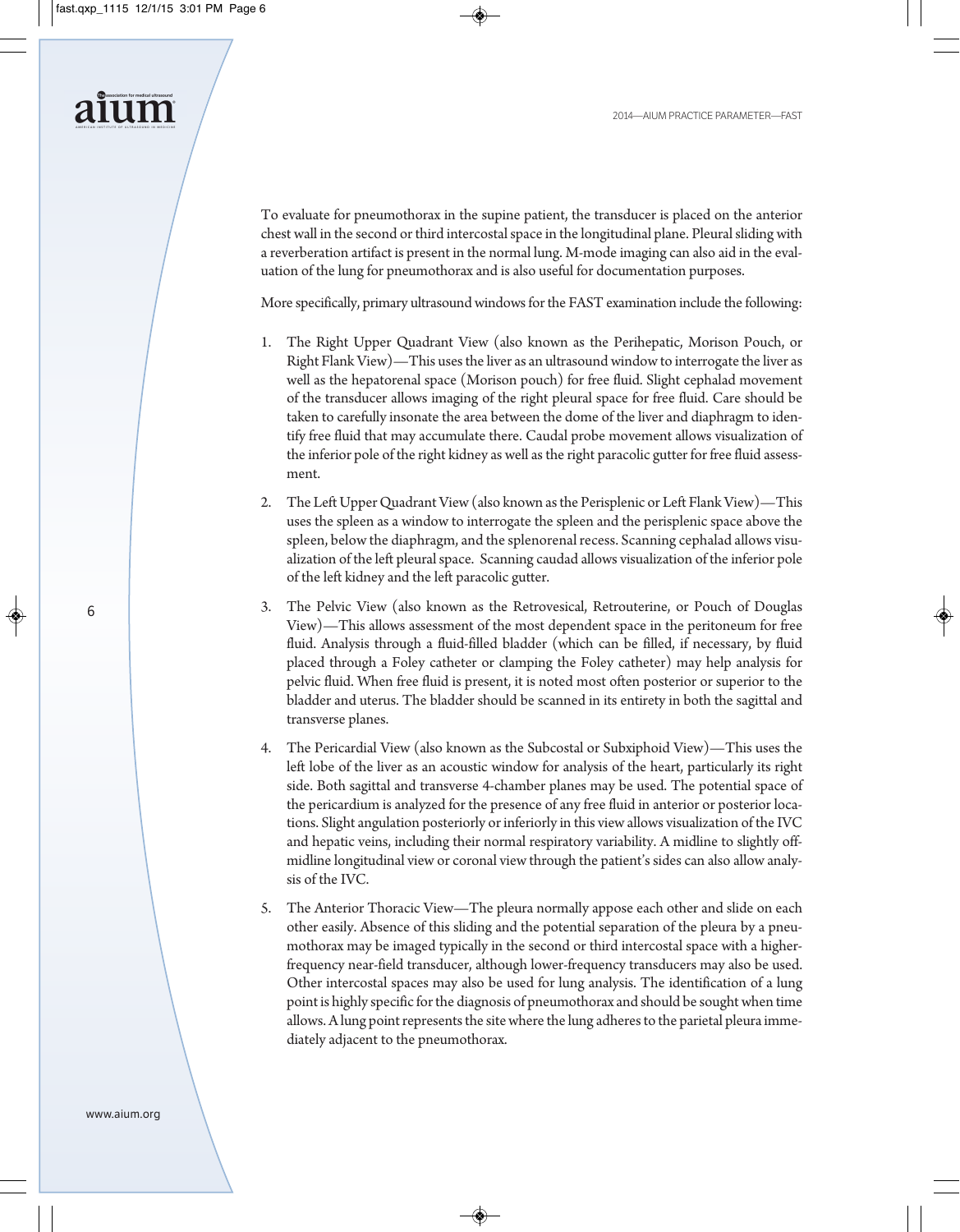To evaluate for pneumothorax in the supine patient, the transducer is placed on the anterior chest wall in the second or third intercostal space in the longitudinal plane. Pleural sliding with a reverberation artifact is present in the normal lung. M-mode imaging can also aid in the evaluation of the lung for pneumothorax and is also useful for documentation purposes.

More specifically, primary ultrasound windows for the FAST examination include the following:

1. The Right Upper Quadrant View (also known as the Perihepatic, Morison Pouch, or Right Flank View)—This uses the liver as an ultrasound window to interrogate the liver as well as the hepatorenal space (Morison pouch) for free fluid. Slight cephalad movement of the transducer allows imaging of the right pleural space for free fluid. Care should be taken to carefully insonate the area between the dome of the liver and diaphragm to identify free fluid that may accumulate there. Caudal probe movement allows visualization of the inferior pole of the right kidney as well as the right paracolic gutter for free fluid assessment.

2. The Left Upper Quadrant View (also known as the Perisplenic or Left Flank View)—This uses the spleen as a window to interrogate the spleen and the perisplenic space above the spleen, below the diaphragm, and the splenorenal recess. Scanning cephalad allows visualization of the left pleural space. Scanning caudad allows visualization of the inferior pole of the left kidney and the left paracolic gutter.

3. The Pelvic View (also known as the Retrovesical, Retrouterine, or Pouch of Douglas View)—This allows assessment of the most dependent space in the peritoneum for free fluid. Analysis through a fluid-filled bladder (which can be filled, if necessary, by fluid placed through a Foley catheter or clamping the Foley catheter) may help analysis for pelvic fluid. When free fluid is present, it is noted most often posterior or superior to the bladder and uterus. The bladder should be scanned in its entirety in both the sagittal and transverse planes.

4. The Pericardial View (also known as the Subcostal or Subxiphoid View)—This uses the left lobe of the liver as an acoustic window for analysis of the heart, particularly its right side. Both sagittal and transverse 4-chamber planes may be used. The potential space of the pericardium is analyzed for the presence of any free fluid in anterior or posterior locations. Slight angulation posteriorly or inferiorly in this view allows visualization of the IVC and hepatic veins, including their normal respiratory variability. A midline to slightly off-midline longitudinal view or coronal view through the patient's sides can also allow analysis of the IVC.

5. The Anterior Thoracic View—The pleura normally appose each other and slide on each other easily. Absence of this sliding and the potential separation of the pleura by a pneumothorax may be imaged typically in the second or third intercostal space with a higher-frequency near-field transducer, although lower-frequency transducers may also be used. Other intercostal spaces may also be used for lung analysis. The identification of a lung point is highly specific for the diagnosis of pneumothorax and should be sought when time allows. A lung point represents the site where the lung adheres to the parietal pleura immediately adjacent to the pneumothorax.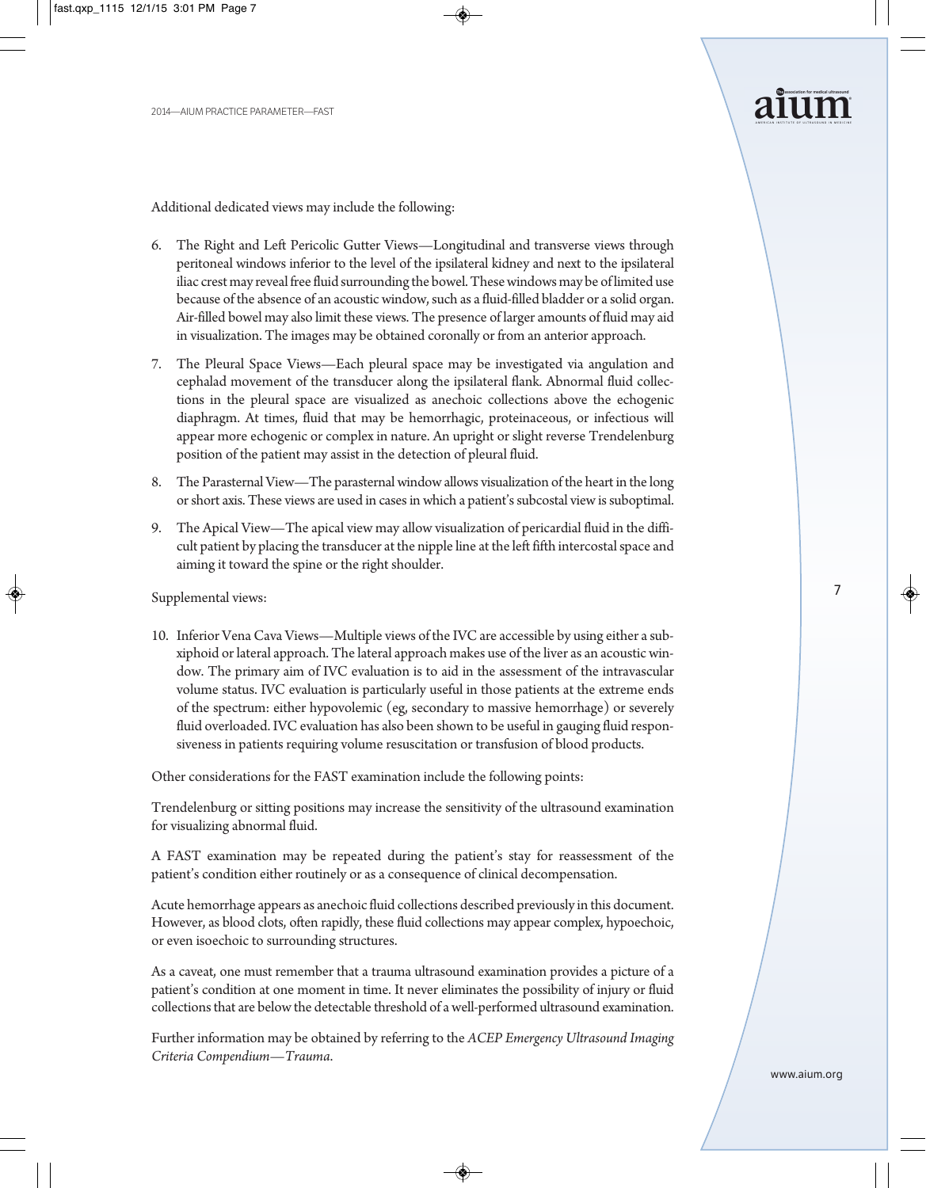Additional dedicated views may include the following:

6. The Right and Left Pericolic Gutter Views—Longitudinal and transverse views through peritoneal windows inferior to the level of the ipsilateral kidney and next to the ipsilateral iliac crest may reveal free fluid surrounding the bowel. These windows may be of limited use because of the absence of an acoustic window, such as a fluid-filled bladder or a solid organ. Air-filled bowel may also limit these views. The presence of larger amounts of fluid may aid in visualization. The images may be obtained coronally or from an anterior approach.

7. The Pleural Space Views—Each pleural space may be investigated via angulation and cephalad movement of the transducer along the ipsilateral flank. Abnormal fluid collections in the pleural space are visualized as anechoic collections above the echogenic diaphragm. At times, fluid that may be hemorrhagic, proteinaceous, or infectious will appear more echogenic or complex in nature. An upright or slight reverse Trendelenburg position of the patient may assist in the detection of pleural fluid.

8. The Parasternal View—The parasternal window allows visualization of the heart in the long or short axis. These views are used in cases in which a patient's subcostal view is suboptimal.

9. The Apical View—The apical view may allow visualization of pericardial fluid in the difficult patient by placing the transducer at the nipple line at the left fifth intercostal space and aiming it toward the spine or the right shoulder.

Supplemental views:

10. Inferior Vena Cava Views—Multiple views of the IVC are accessible by using either a subxiphoid or lateral approach. The lateral approach makes use of the liver as an acoustic window. The primary aim of IVC evaluation is to aid in the assessment of the intravascular volume status. IVC evaluation is particularly useful in those patients at the extreme ends of the spectrum: either hypovolemic (eg, secondary to massive hemorrhage) or severely fluid overloaded. IVC evaluation has also been shown to be useful in gauging fluid responsiveness in patients requiring volume resuscitation or transfusion of blood products.

Other considerations for the FAST examination include the following points:

Trendelenburg or sitting positions may increase the sensitivity of the ultrasound examination for visualizing abnormal fluid.

A FAST examination may be repeated during the patient's stay for reassessment of the patient's condition either routinely or as a consequence of clinical decompensation.

Acute hemorrhage appears as anechoic fluid collections described previously in this document. However, as blood clots, often rapidly, these fluid collections may appear complex, hypoechoic, or even isoechoic to surrounding structures.

As a caveat, one must remember that a trauma ultrasound examination provides a picture of a patient's condition at one moment in time. It never eliminates the possibility of injury or fluid collections that are below the detectable threshold of a well-performed ultrasound examination.

Further information may be obtained by referring to the *ACEP Emergency Ultrasound Imaging Criteria Compendium—Trauma*.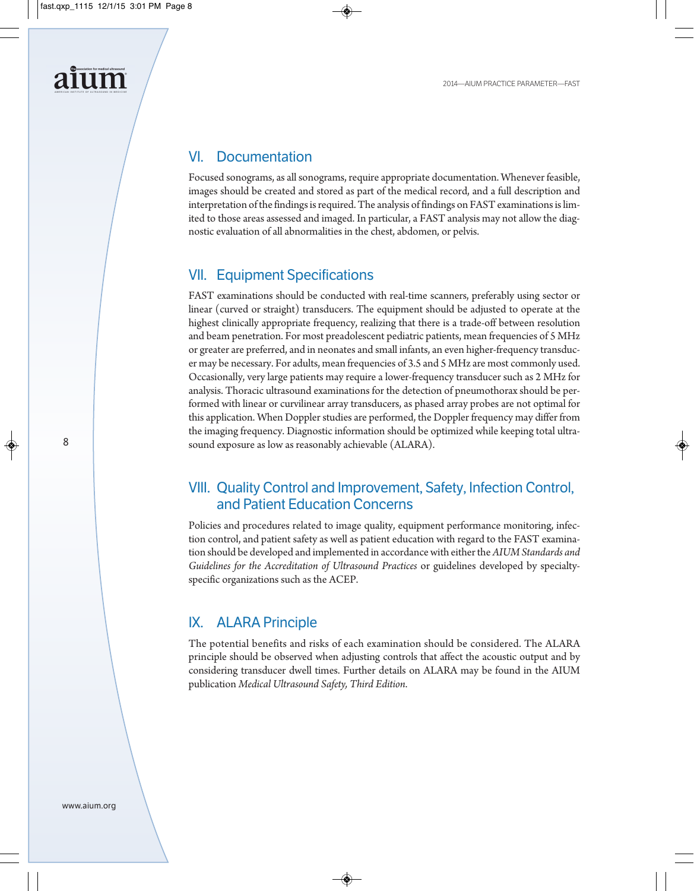## VI. Documentation

Focused sonograms, as all sonograms, require appropriate documentation. Whenever feasible, images should be created and stored as part of the medical record, and a full description and interpretation of the findings is required. The analysis of findings on FAST examinations is limited to those areas assessed and imaged. In particular, a FAST analysis may not allow the diagnostic evaluation of all abnormalities in the chest, abdomen, or pelvis.

## VII. Equipment Specifications

FAST examinations should be conducted with real-time scanners, preferably using sector or linear (curved or straight) transducers. The equipment should be adjusted to operate at the highest clinically appropriate frequency, realizing that there is a trade-off between resolution and beam penetration. For most preadolescent pediatric patients, mean frequencies of 5 MHz or greater are preferred, and in neonates and small infants, an even higher-frequency transducer may be necessary. For adults, mean frequencies of 3.5 and 5 MHz are most commonly used. Occasionally, very large patients may require a lower-frequency transducer such as 2 MHz for analysis. Thoracic ultrasound examinations for the detection of pneumothorax should be performed with linear or curvilinear array transducers, as phased array probes are not optimal for this application. When Doppler studies are performed, the Doppler frequency may differ from the imaging frequency. Diagnostic information should be optimized while keeping total ultrasound exposure as low as reasonably achievable (ALARA).

## VIII. Quality Control and Improvement, Safety, Infection Control, and Patient Education Concerns

Policies and procedures related to image quality, equipment performance monitoring, infection control, and patient safety as well as patient education with regard to the FAST examination should be developed and implemented in accordance with either the *AIUM Standards and Guidelines for the Accreditation of Ultrasound Practices* or guidelines developed by specialty-specific organizations such as the ACEP.

## IX. ALARA Principle

The potential benefits and risks of each examination should be considered. The ALARA principle should be observed when adjusting controls that affect the acoustic output and by considering transducer dwell times. Further details on ALARA may be found in the AIUM publication *Medical Ultrasound Safety, Third Edition*.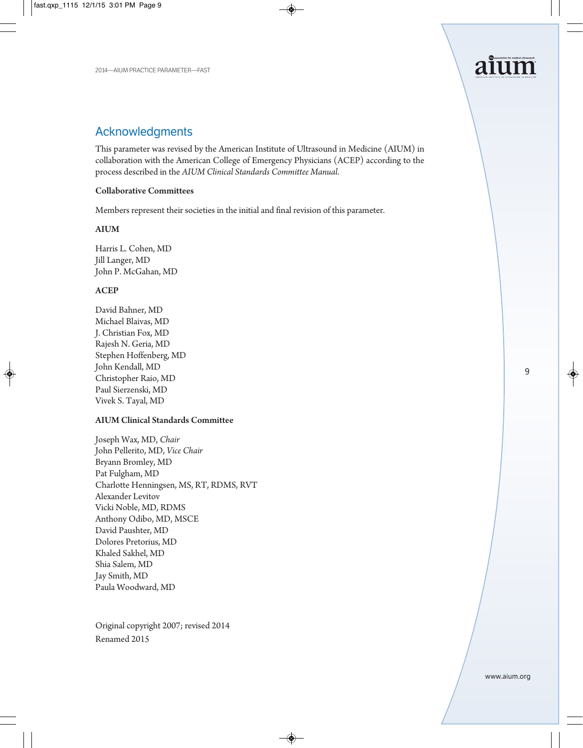## Acknowledgments

This parameter was revised by the American Institute of Ultrasound in Medicine (AIUM) in collaboration with the American College of Emergency Physicians (ACEP) according to the process described in the *AIUM Clinical Standards Committee Manual.*

**Collaborative Committees**

Members represent their societies in the initial and final revision of this parameter.

**AIUM**

Harris L. Cohen, MD
Jill Langer, MD
John P. McGahan, MD

**ACEP**

David Bahner, MD
Michael Blaivas, MD
J. Christian Fox, MD
Rajesh N. Geria, MD
Stephen Hoffenberg, MD
John Kendall, MD
Christopher Raio, MD
Paul Sierzenski, MD
Vivek S. Tayal, MD

**AIUM Clinical Standards Committee**

Joseph Wax, MD, *Chair*
John Pellerito, MD, *Vice Chair*
Bryann Bromley, MD
Pat Fulgham, MD
Charlotte Henningsen, MS, RT, RDMS, RVT
Alexander Levitov
Vicki Noble, MD, RDMS
Anthony Odibo, MD, MSCE
David Paushter, MD
Dolores Pretorius, MD
Khaled Sakhel, MD
Shia Salem, MD
Jay Smith, MD
Paula Woodward, MD

Original copyright 2007; revised 2014
Renamed 2015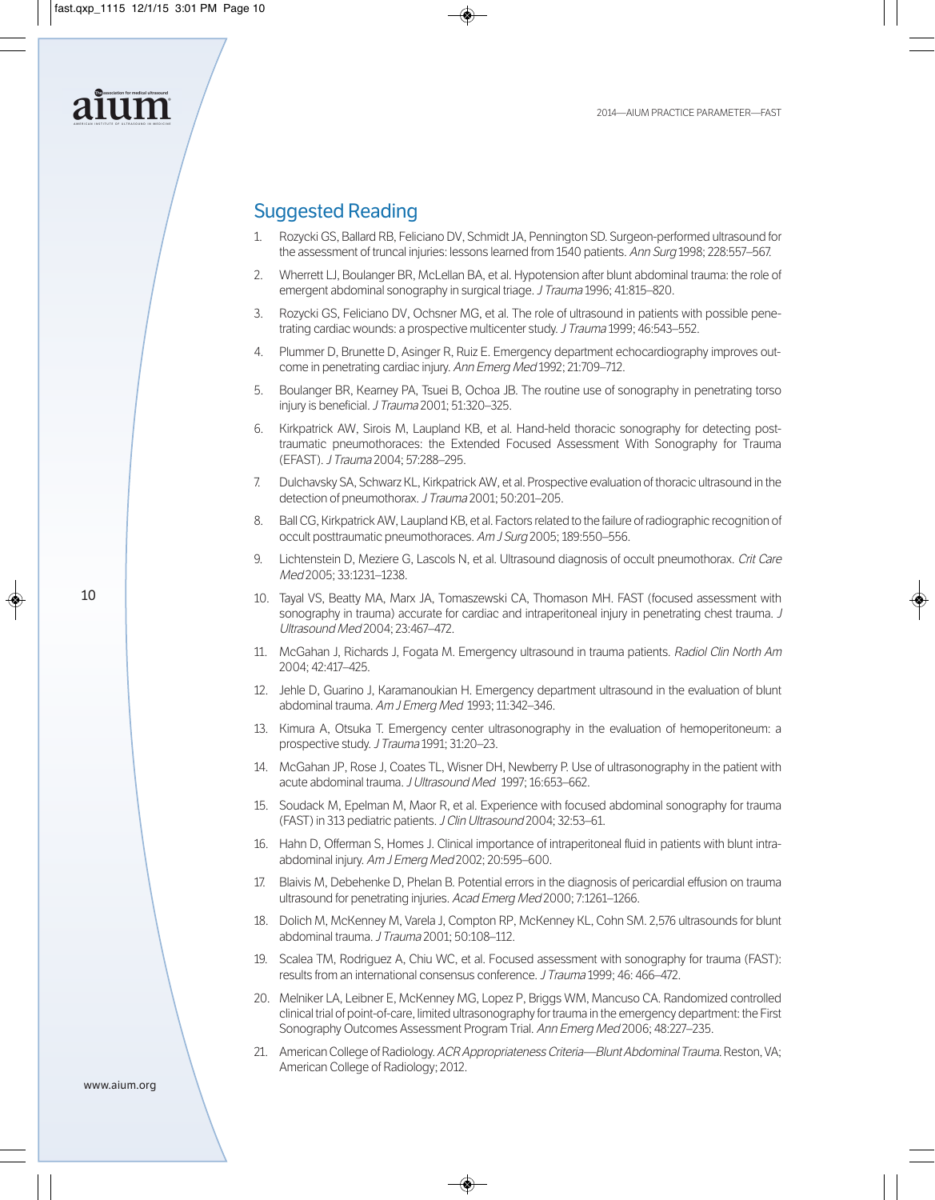## Suggested Reading

1. Rozycki GS, Ballard RB, Feliciano DV, Schmidt JA, Pennington SD. Surgeon-performed ultrasound for the assessment of truncal injuries: lessons learned from 1540 patients. *Ann Surg* 1998; 228:557–567.
2. Wherrett LJ, Boulanger BR, McLellan BA, et al. Hypotension after blunt abdominal trauma: the role of emergent abdominal sonography in surgical triage. *J Trauma* 1996; 41:815–820.
3. Rozycki GS, Feliciano DV, Ochsner MG, et al. The role of ultrasound in patients with possible penetrating cardiac wounds: a prospective multicenter study. *J Trauma* 1999; 46:543–552.
4. Plummer D, Brunette D, Asinger R, Ruiz E. Emergency department echocardiography improves outcome in penetrating cardiac injury. *Ann Emerg Med* 1992; 21:709–712.
5. Boulanger BR, Kearney PA, Tsuei B, Ochoa JB. The routine use of sonography in penetrating torso injury is beneficial. *J Trauma* 2001; 51:320–325.
6. Kirkpatrick AW, Sirois M, Laupland KB, et al. Hand-held thoracic sonography for detecting post-traumatic pneumothoraces: the Extended Focused Assessment With Sonography for Trauma (EFAST). *J Trauma* 2004; 57:288–295.
7. Dulchavsky SA, Schwarz KL, Kirkpatrick AW, et al. Prospective evaluation of thoracic ultrasound in the detection of pneumothorax. *J Trauma* 2001; 50:201–205.
8. Ball CG, Kirkpatrick AW, Laupland KB, et al. Factors related to the failure of radiographic recognition of occult posttraumatic pneumothoraces. *Am J Surg* 2005; 189:550–556.
9. Lichtenstein D, Meziere G, Lascols N, et al. Ultrasound diagnosis of occult pneumothorax. *Crit Care Med* 2005; 33:1231–1238.
10. Tayal VS, Beatty MA, Marx JA, Tomaszewski CA, Thomason MH. FAST (focused assessment with sonography in trauma) accurate for cardiac and intraperitoneal injury in penetrating chest trauma. *J Ultrasound Med* 2004; 23:467–472.
11. McGahan J, Richards J, Fogata M. Emergency ultrasound in trauma patients. *Radiol Clin North Am* 2004; 42:417–425.
12. Jehle D, Guarino J, Karamanoukian H. Emergency department ultrasound in the evaluation of blunt abdominal trauma. *Am J Emerg Med* 1993; 11:342–346.
13. Kimura A, Otsuka T. Emergency center ultrasonography in the evaluation of hemoperitoneum: a prospective study. *J Trauma* 1991; 31:20–23.
14. McGahan JP, Rose J, Coates TL, Wisner DH, Newberry P. Use of ultrasonography in the patient with acute abdominal trauma. *J Ultrasound Med* 1997; 16:653–662.
15. Soudack M, Epelman M, Maor R, et al. Experience with focused abdominal sonography for trauma (FAST) in 313 pediatric patients. *J Clin Ultrasound* 2004; 32:53–61.
16. Hahn D, Offerman S, Homes J. Clinical importance of intraperitoneal fluid in patients with blunt intra-abdominal injury. *Am J Emerg Med* 2002; 20:595–600.
17. Blaivis M, Debehenke D, Phelan B. Potential errors in the diagnosis of pericardial effusion on trauma ultrasound for penetrating injuries. *Acad Emerg Med* 2000; 7:1261–1266.
18. Dolich M, McKenney M, Varela J, Compton RP, McKenney KL, Cohn SM. 2,576 ultrasounds for blunt abdominal trauma. *J Trauma* 2001; 50:108–112.
19. Scalea TM, Rodriguez A, Chiu WC, et al. Focused assessment with sonography for trauma (FAST): results from an international consensus conference. *J Trauma* 1999; 46: 466–472.
20. Melniker LA, Leibner E, McKenney MG, Lopez P, Briggs WM, Mancuso CA. Randomized controlled clinical trial of point-of-care, limited ultrasonography for trauma in the emergency department: the First Sonography Outcomes Assessment Program Trial. *Ann Emerg Med* 2006; 48:227–235.
21. American College of Radiology. *ACR Appropriateness Criteria—Blunt Abdominal Trauma.* Reston, VA; American College of Radiology; 2012.